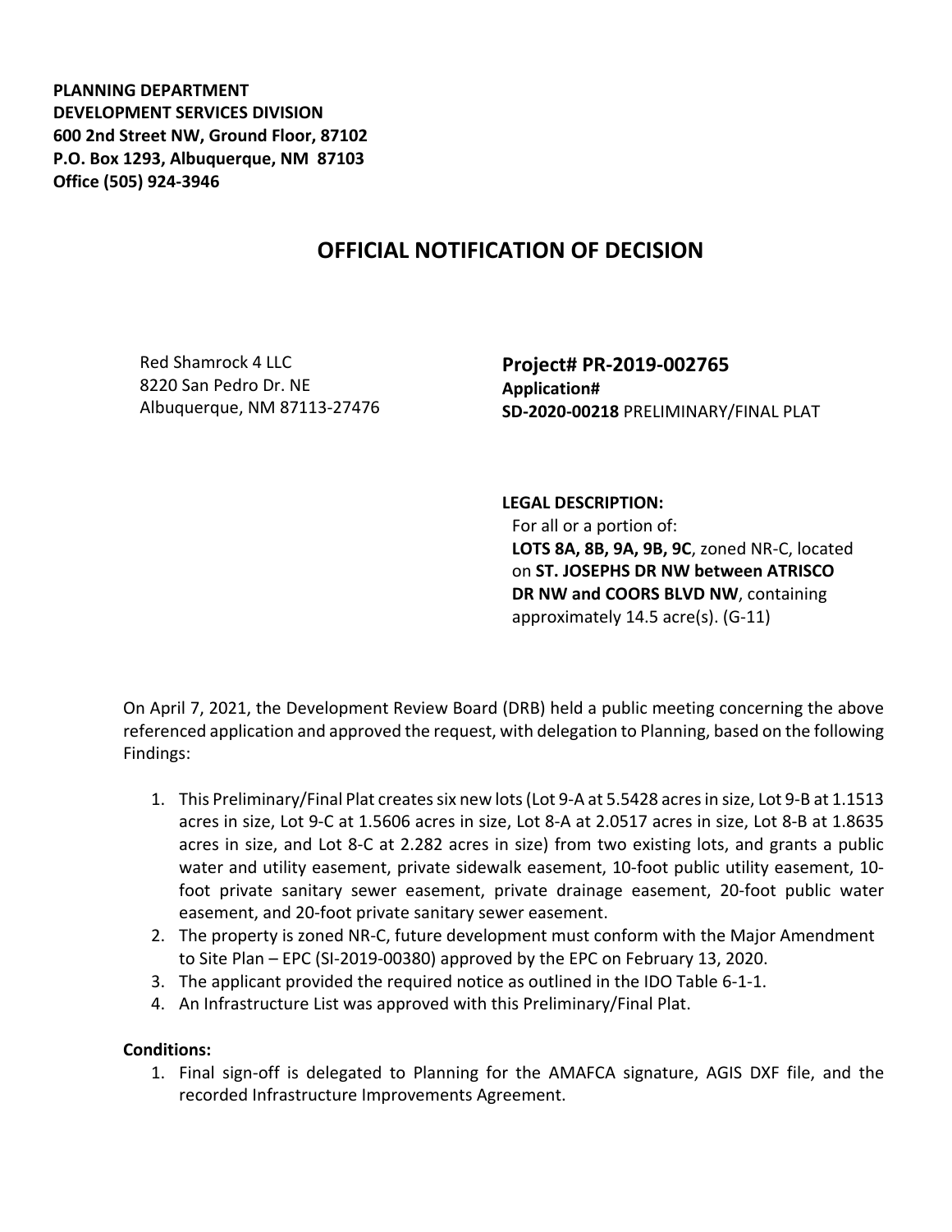**PLANNING DEPARTMENT**
**DEVELOPMENT SERVICES DIVISION**
**600 2nd Street NW, Ground Floor, 87102**
**P.O. Box 1293, Albuquerque, NM 87103**
**Office (505) 924-3946**

# OFFICIAL NOTIFICATION OF DECISION

Red Shamrock 4 LLC
8220 San Pedro Dr. NE
Albuquerque, NM 87113-27476

**Project# PR-2019-002765**
**Application#**
**SD-2020-00218** PRELIMINARY/FINAL PLAT

**LEGAL DESCRIPTION:**
For all or a portion of:
**LOTS 8A, 8B, 9A, 9B, 9C**, zoned NR-C, located on **ST. JOSEPHS DR NW between ATRISCO DR NW and COORS BLVD NW**, containing approximately 14.5 acre(s). (G-11)

On April 7, 2021, the Development Review Board (DRB) held a public meeting concerning the above referenced application and approved the request, with delegation to Planning, based on the following Findings:

1. This Preliminary/Final Plat creates six new lots (Lot 9-A at 5.5428 acres in size, Lot 9-B at 1.1513 acres in size, Lot 9-C at 1.5606 acres in size, Lot 8-A at 2.0517 acres in size, Lot 8-B at 1.8635 acres in size, and Lot 8-C at 2.282 acres in size) from two existing lots, and grants a public water and utility easement, private sidewalk easement, 10-foot public utility easement, 10-foot private sanitary sewer easement, private drainage easement, 20-foot public water easement, and 20-foot private sanitary sewer easement.
2. The property is zoned NR-C, future development must conform with the Major Amendment to Site Plan – EPC (SI-2019-00380) approved by the EPC on February 13, 2020.
3. The applicant provided the required notice as outlined in the IDO Table 6-1-1.
4. An Infrastructure List was approved with this Preliminary/Final Plat.

**Conditions:**

1. Final sign-off is delegated to Planning for the AMAFCA signature, AGIS DXF file, and the recorded Infrastructure Improvements Agreement.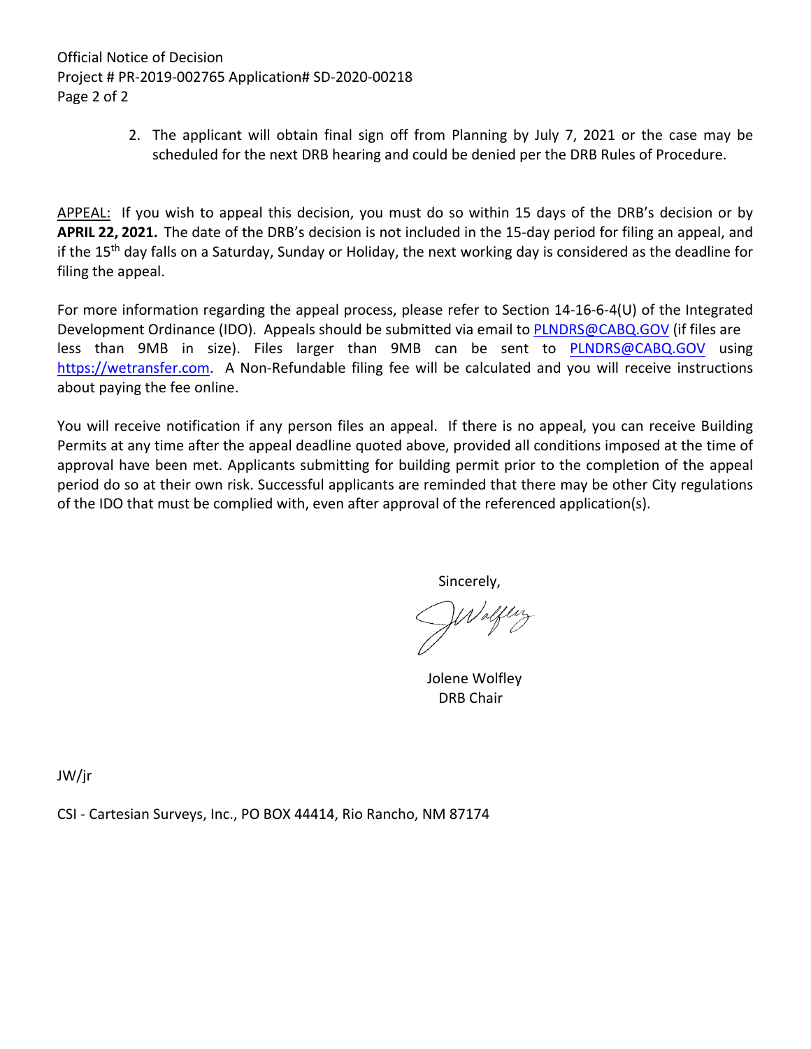2. The applicant will obtain final sign off from Planning by July 7, 2021 or the case may be scheduled for the next DRB hearing and could be denied per the DRB Rules of Procedure.

APPEAL: If you wish to appeal this decision, you must do so within 15 days of the DRB's decision or by **APRIL 22, 2021.** The date of the DRB's decision is not included in the 15-day period for filing an appeal, and if the 15th day falls on a Saturday, Sunday or Holiday, the next working day is considered as the deadline for filing the appeal.

For more information regarding the appeal process, please refer to Section 14-16-6-4(U) of the Integrated Development Ordinance (IDO). Appeals should be submitted via email to PLNDRS@CABQ.GOV (if files are less than 9MB in size). Files larger than 9MB can be sent to PLNDRS@CABQ.GOV using https://wetransfer.com. A Non-Refundable filing fee will be calculated and you will receive instructions about paying the fee online.

You will receive notification if any person files an appeal. If there is no appeal, you can receive Building Permits at any time after the appeal deadline quoted above, provided all conditions imposed at the time of approval have been met. Applicants submitting for building permit prior to the completion of the appeal period do so at their own risk. Successful applicants are reminded that there may be other City regulations of the IDO that must be complied with, even after approval of the referenced application(s).

Sincerely,

Jolene Wolfley
DRB Chair

JW/jr

CSI - Cartesian Surveys, Inc., PO BOX 44414, Rio Rancho, NM 87174